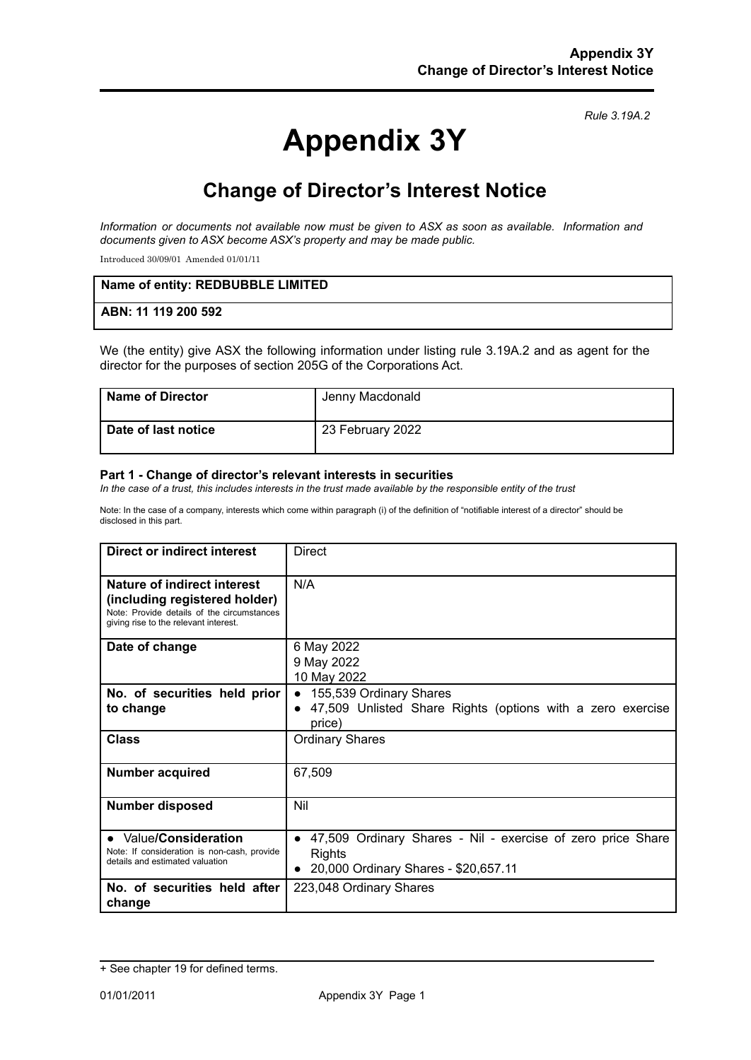*Rule 3.19A.2*

# Appendix 3Y

## Change of Director's Interest Notice

*Information or documents not available now must be given to ASX as soon as available. Information and documents given to ASX become ASX's property and may be made public.*

Introduced 30/09/01 Amended 01/01/11

| **Name of entity: REDBUBBLE LIMITED** |
|---|
| **ABN: 11 119 200 592** |

We (the entity) give ASX the following information under listing rule 3.19A.2 and as agent for the director for the purposes of section 205G of the Corporations Act.

| **Name of Director** | Jenny Macdonald |
|---|---|
| **Date of last notice** | 23 February 2022 |

#### Part 1 - Change of director's relevant interests in securities

*In the case of a trust, this includes interests in the trust made available by the responsible entity of the trust*

Note: In the case of a company, interests which come within paragraph (i) of the definition of "notifiable interest of a director" should be disclosed in this part.

| **Direct or indirect interest** | Direct |
|---|---|
| **Nature of indirect interest (including registered holder)**<br>Note: Provide details of the circumstances giving rise to the relevant interest. | N/A |
| **Date of change** | 6 May 2022<br>9 May 2022<br>10 May 2022 |
| **No. of securities held prior to change** | • 155,539 Ordinary Shares<br>• 47,509 Unlisted Share Rights (options with a zero exercise price) |
| **Class** | Ordinary Shares |
| **Number acquired** | 67,509 |
| **Number disposed** | Nil |
| • Value/**Consideration**<br>Note: If consideration is non-cash, provide details and estimated valuation | • 47,509 Ordinary Shares - Nil - exercise of zero price Share Rights<br>• 20,000 Ordinary Shares - $20,657.11 |
| **No. of securities held after change** | 223,048 Ordinary Shares |

+ See chapter 19 for defined terms.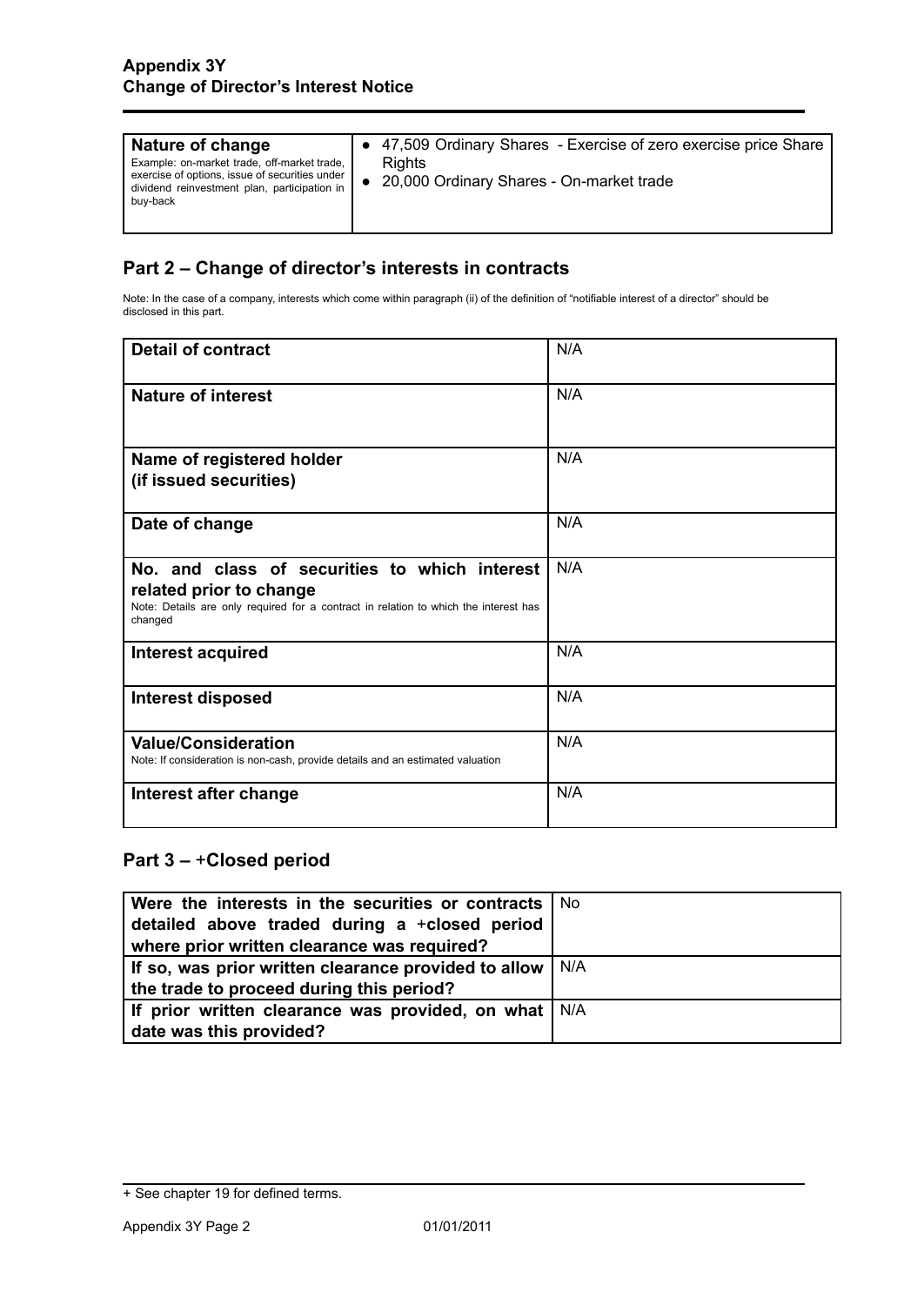| | |
|---|---|
| **Nature of change**<br>Example: on-market trade, off-market trade, exercise of options, issue of securities under dividend reinvestment plan, participation in buy-back | • 47,509 Ordinary Shares - Exercise of zero exercise price Share Rights<br>• 20,000 Ordinary Shares - On-market trade |

## Part 2 – Change of director's interests in contracts

Note: In the case of a company, interests which come within paragraph (ii) of the definition of "notifiable interest of a director" should be disclosed in this part.

| | |
|---|---|
| **Detail of contract** | N/A |
| **Nature of interest** | N/A |
| **Name of registered holder (if issued securities)** | N/A |
| **Date of change** | N/A |
| **No. and class of securities to which interest related prior to change**<br>Note: Details are only required for a contract in relation to which the interest has changed | N/A |
| **Interest acquired** | N/A |
| **Interest disposed** | N/A |
| **Value/Consideration**<br>Note: If consideration is non-cash, provide details and an estimated valuation | N/A |
| **Interest after change** | N/A |

## Part 3 – +Closed period

| | |
|---|---|
| **Were the interests in the securities or contracts detailed above traded during a +closed period where prior written clearance was required?** | No |
| **If so, was prior written clearance provided to allow the trade to proceed during this period?** | N/A |
| **If prior written clearance was provided, on what date was this provided?** | N/A |

+ See chapter 19 for defined terms.